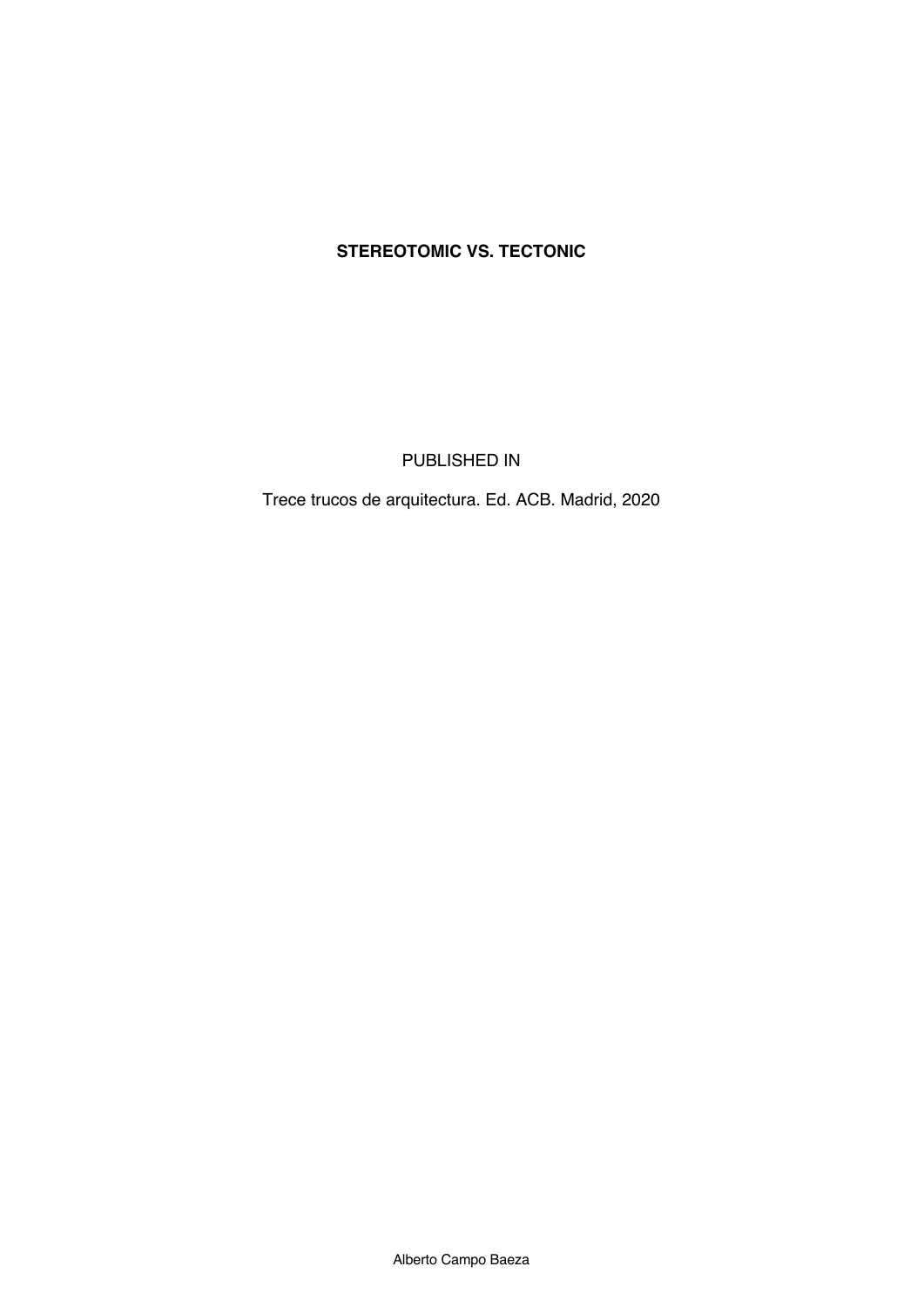# STEREOTOMIC VS. TECTONIC

PUBLISHED IN

Trece trucos de arquitectura. Ed. ACB. Madrid, 2020

Alberto Campo Baeza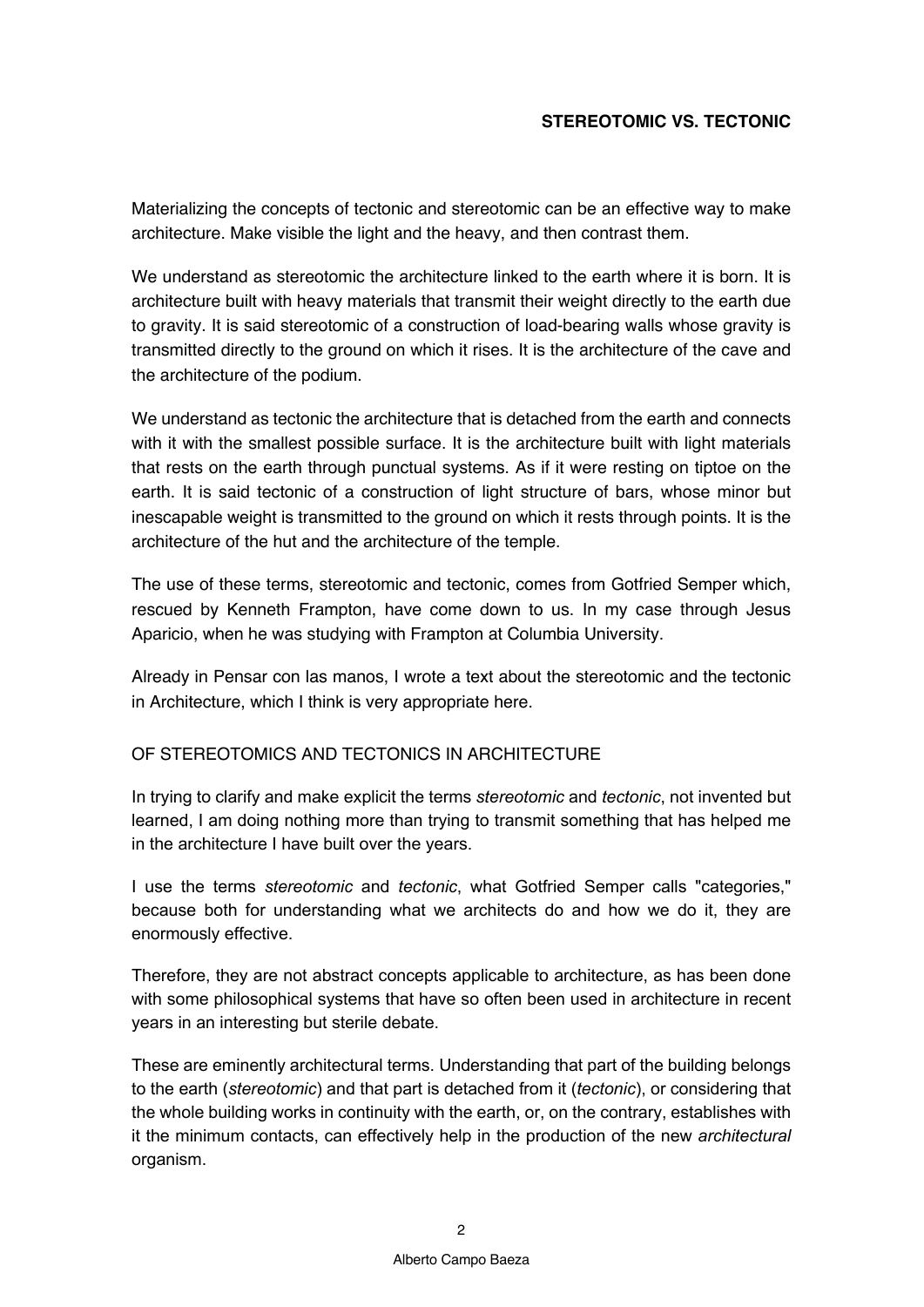## STEREOTOMIC VS. TECTONIC

Materializing the concepts of tectonic and stereotomic can be an effective way to make architecture. Make visible the light and the heavy, and then contrast them.

We understand as stereotomic the architecture linked to the earth where it is born. It is architecture built with heavy materials that transmit their weight directly to the earth due to gravity. It is said stereotomic of a construction of load-bearing walls whose gravity is transmitted directly to the ground on which it rises. It is the architecture of the cave and the architecture of the podium.

We understand as tectonic the architecture that is detached from the earth and connects with it with the smallest possible surface. It is the architecture built with light materials that rests on the earth through punctual systems. As if it were resting on tiptoe on the earth. It is said tectonic of a construction of light structure of bars, whose minor but inescapable weight is transmitted to the ground on which it rests through points. It is the architecture of the hut and the architecture of the temple.

The use of these terms, stereotomic and tectonic, comes from Gotfried Semper which, rescued by Kenneth Frampton, have come down to us. In my case through Jesus Aparicio, when he was studying with Frampton at Columbia University.

Already in Pensar con las manos, I wrote a text about the stereotomic and the tectonic in Architecture, which I think is very appropriate here.

### OF STEREOTOMICS AND TECTONICS IN ARCHITECTURE

In trying to clarify and make explicit the terms *stereotomic* and *tectonic*, not invented but learned, I am doing nothing more than trying to transmit something that has helped me in the architecture I have built over the years.

I use the terms *stereotomic* and *tectonic*, what Gotfried Semper calls "categories," because both for understanding what we architects do and how we do it, they are enormously effective.

Therefore, they are not abstract concepts applicable to architecture, as has been done with some philosophical systems that have so often been used in architecture in recent years in an interesting but sterile debate.

These are eminently architectural terms. Understanding that part of the building belongs to the earth (*stereotomic*) and that part is detached from it (*tectonic*), or considering that the whole building works in continuity with the earth, or, on the contrary, establishes with it the minimum contacts, can effectively help in the production of the new *architectural* organism.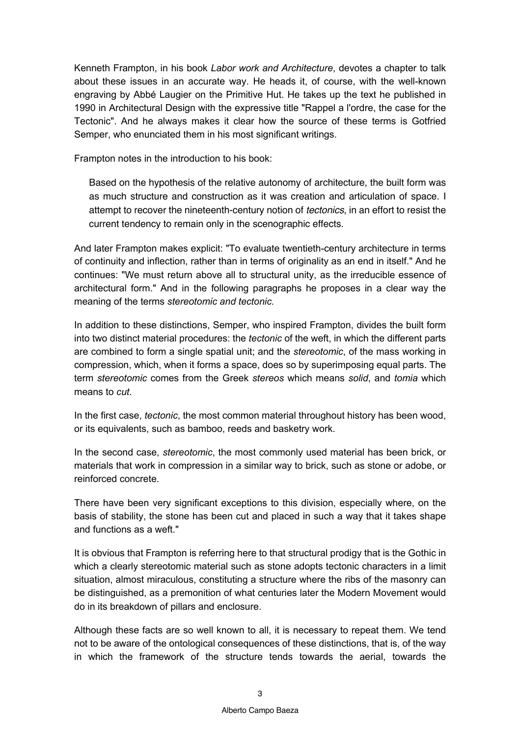Kenneth Frampton, in his book *Labor work and Architecture*, devotes a chapter to talk about these issues in an accurate way. He heads it, of course, with the well-known engraving by Abbé Laugier on the Primitive Hut. He takes up the text he published in 1990 in Architectural Design with the expressive title "Rappel a l'ordre, the case for the Tectonic". And he always makes it clear how the source of these terms is Gotfried Semper, who enunciated them in his most significant writings.

Frampton notes in the introduction to his book:

> Based on the hypothesis of the relative autonomy of architecture, the built form was as much structure and construction as it was creation and articulation of space. I attempt to recover the nineteenth-century notion of *tectonics*, in an effort to resist the current tendency to remain only in the scenographic effects.

And later Frampton makes explicit: "To evaluate twentieth-century architecture in terms of continuity and inflection, rather than in terms of originality as an end in itself." And he continues: "We must return above all to structural unity, as the irreducible essence of architectural form." And in the following paragraphs he proposes in a clear way the meaning of the terms *stereotomic and tectonic.*

In addition to these distinctions, Semper, who inspired Frampton, divides the built form into two distinct material procedures: the *tectonic* of the weft, in which the different parts are combined to form a single spatial unit; and the *stereotomic*, of the mass working in compression, which, when it forms a space, does so by superimposing equal parts. The term *stereotomic* comes from the Greek *stereos* which means *solid*, and *tomia* which means to *cut*.

In the first case, *tectonic*, the most common material throughout history has been wood, or its equivalents, such as bamboo, reeds and basketry work.

In the second case, *stereotomic*, the most commonly used material has been brick, or materials that work in compression in a similar way to brick, such as stone or adobe, or reinforced concrete.

There have been very significant exceptions to this division, especially where, on the basis of stability, the stone has been cut and placed in such a way that it takes shape and functions as a weft."

It is obvious that Frampton is referring here to that structural prodigy that is the Gothic in which a clearly stereotomic material such as stone adopts tectonic characters in a limit situation, almost miraculous, constituting a structure where the ribs of the masonry can be distinguished, as a premonition of what centuries later the Modern Movement would do in its breakdown of pillars and enclosure.

Although these facts are so well known to all, it is necessary to repeat them. We tend not to be aware of the ontological consequences of these distinctions, that is, of the way in which the framework of the structure tends towards the aerial, towards the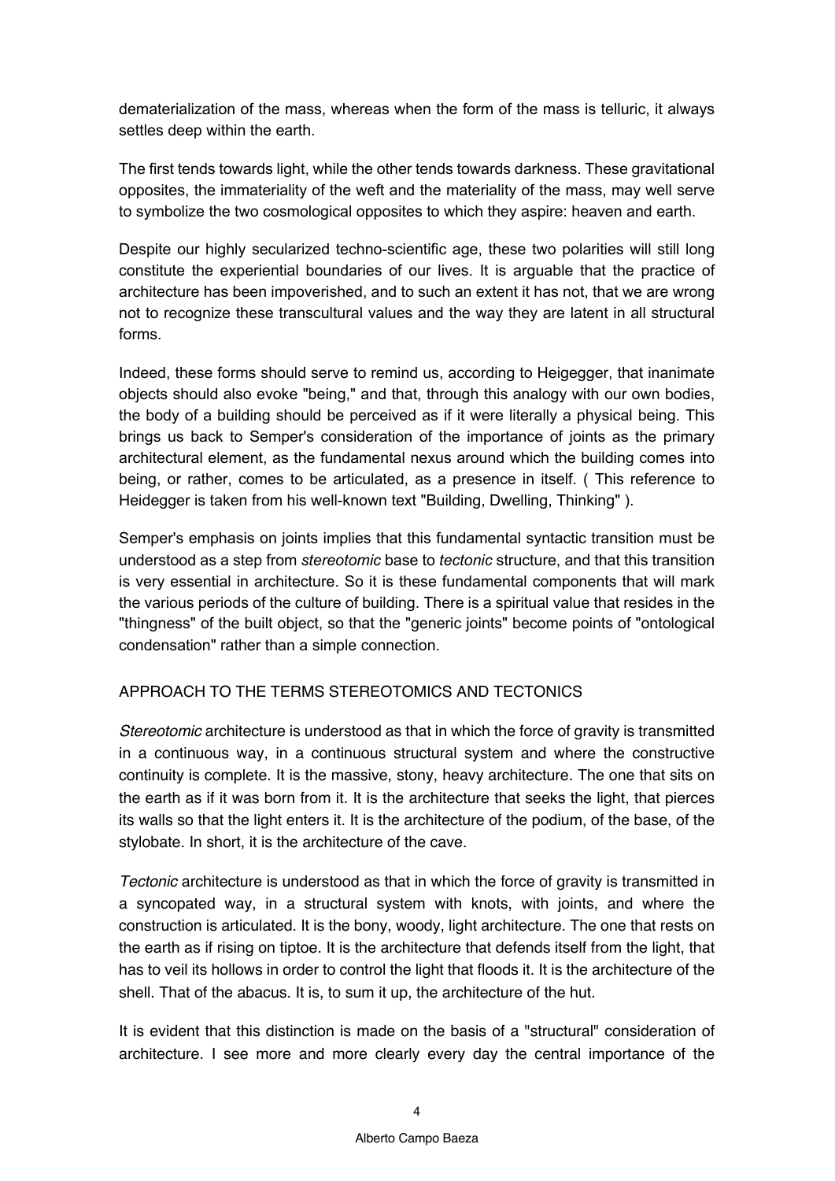dematerialization of the mass, whereas when the form of the mass is telluric, it always settles deep within the earth.

The first tends towards light, while the other tends towards darkness. These gravitational opposites, the immateriality of the weft and the materiality of the mass, may well serve to symbolize the two cosmological opposites to which they aspire: heaven and earth.

Despite our highly secularized techno-scientific age, these two polarities will still long constitute the experiential boundaries of our lives. It is arguable that the practice of architecture has been impoverished, and to such an extent it has not, that we are wrong not to recognize these transcultural values and the way they are latent in all structural forms.

Indeed, these forms should serve to remind us, according to Heigegger, that inanimate objects should also evoke "being," and that, through this analogy with our own bodies, the body of a building should be perceived as if it were literally a physical being. This brings us back to Semper's consideration of the importance of joints as the primary architectural element, as the fundamental nexus around which the building comes into being, or rather, comes to be articulated, as a presence in itself. ( This reference to Heidegger is taken from his well-known text "Building, Dwelling, Thinking" ).

Semper's emphasis on joints implies that this fundamental syntactic transition must be understood as a step from *stereotomic* base to *tectonic* structure, and that this transition is very essential in architecture. So it is these fundamental components that will mark the various periods of the culture of building. There is a spiritual value that resides in the "thingness" of the built object, so that the "generic joints" become points of "ontological condensation" rather than a simple connection.

## APPROACH TO THE TERMS STEREOTOMICS AND TECTONICS

*Stereotomic* architecture is understood as that in which the force of gravity is transmitted in a continuous way, in a continuous structural system and where the constructive continuity is complete. It is the massive, stony, heavy architecture. The one that sits on the earth as if it was born from it. It is the architecture that seeks the light, that pierces its walls so that the light enters it. It is the architecture of the podium, of the base, of the stylobate. In short, it is the architecture of the cave.

*Tectonic* architecture is understood as that in which the force of gravity is transmitted in a syncopated way, in a structural system with knots, with joints, and where the construction is articulated. It is the bony, woody, light architecture. The one that rests on the earth as if rising on tiptoe. It is the architecture that defends itself from the light, that has to veil its hollows in order to control the light that floods it. It is the architecture of the shell. That of the abacus. It is, to sum it up, the architecture of the hut.

It is evident that this distinction is made on the basis of a "structural" consideration of architecture. I see more and more clearly every day the central importance of the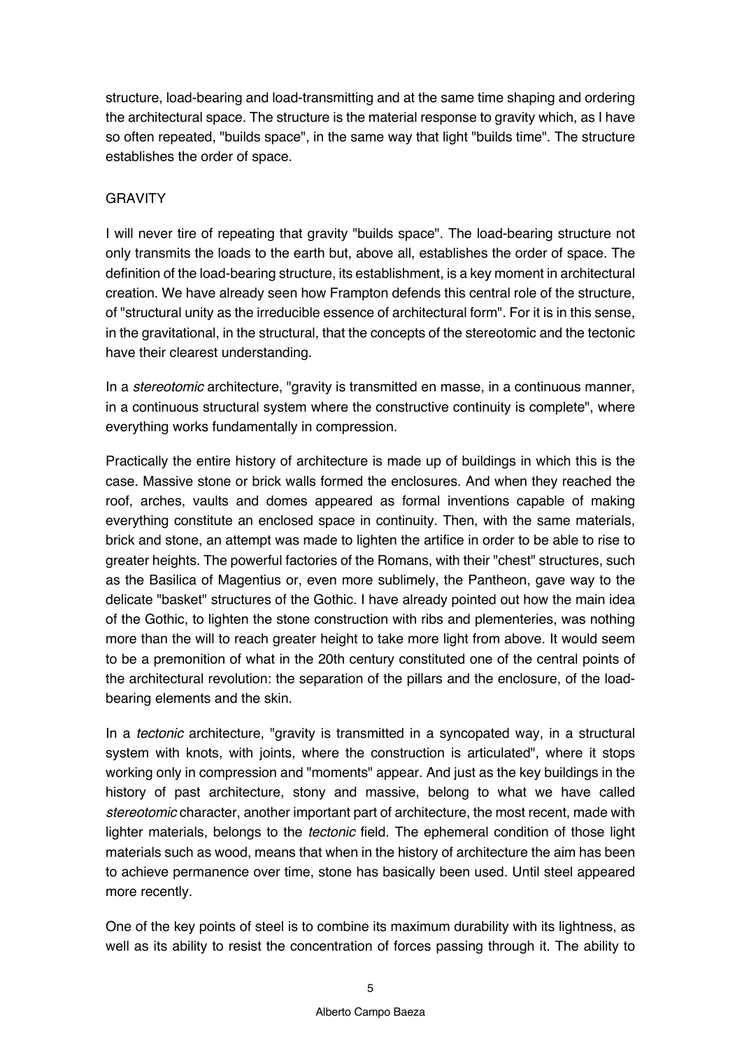structure, load-bearing and load-transmitting and at the same time shaping and ordering the architectural space. The structure is the material response to gravity which, as I have so often repeated, "builds space", in the same way that light "builds time". The structure establishes the order of space.

## GRAVITY

I will never tire of repeating that gravity "builds space". The load-bearing structure not only transmits the loads to the earth but, above all, establishes the order of space. The definition of the load-bearing structure, its establishment, is a key moment in architectural creation. We have already seen how Frampton defends this central role of the structure, of "structural unity as the irreducible essence of architectural form". For it is in this sense, in the gravitational, in the structural, that the concepts of the stereotomic and the tectonic have their clearest understanding.

In a *stereotomic* architecture, "gravity is transmitted en masse, in a continuous manner, in a continuous structural system where the constructive continuity is complete", where everything works fundamentally in compression.

Practically the entire history of architecture is made up of buildings in which this is the case. Massive stone or brick walls formed the enclosures. And when they reached the roof, arches, vaults and domes appeared as formal inventions capable of making everything constitute an enclosed space in continuity. Then, with the same materials, brick and stone, an attempt was made to lighten the artifice in order to be able to rise to greater heights. The powerful factories of the Romans, with their "chest" structures, such as the Basilica of Magentius or, even more sublimely, the Pantheon, gave way to the delicate "basket" structures of the Gothic. I have already pointed out how the main idea of the Gothic, to lighten the stone construction with ribs and plementeries, was nothing more than the will to reach greater height to take more light from above. It would seem to be a premonition of what in the 20th century constituted one of the central points of the architectural revolution: the separation of the pillars and the enclosure, of the load-bearing elements and the skin.

In a *tectonic* architecture, "gravity is transmitted in a syncopated way, in a structural system with knots, with joints, where the construction is articulated", where it stops working only in compression and "moments" appear. And just as the key buildings in the history of past architecture, stony and massive, belong to what we have called *stereotomic* character, another important part of architecture, the most recent, made with lighter materials, belongs to the *tectonic* field. The ephemeral condition of those light materials such as wood, means that when in the history of architecture the aim has been to achieve permanence over time, stone has basically been used. Until steel appeared more recently.

One of the key points of steel is to combine its maximum durability with its lightness, as well as its ability to resist the concentration of forces passing through it. The ability to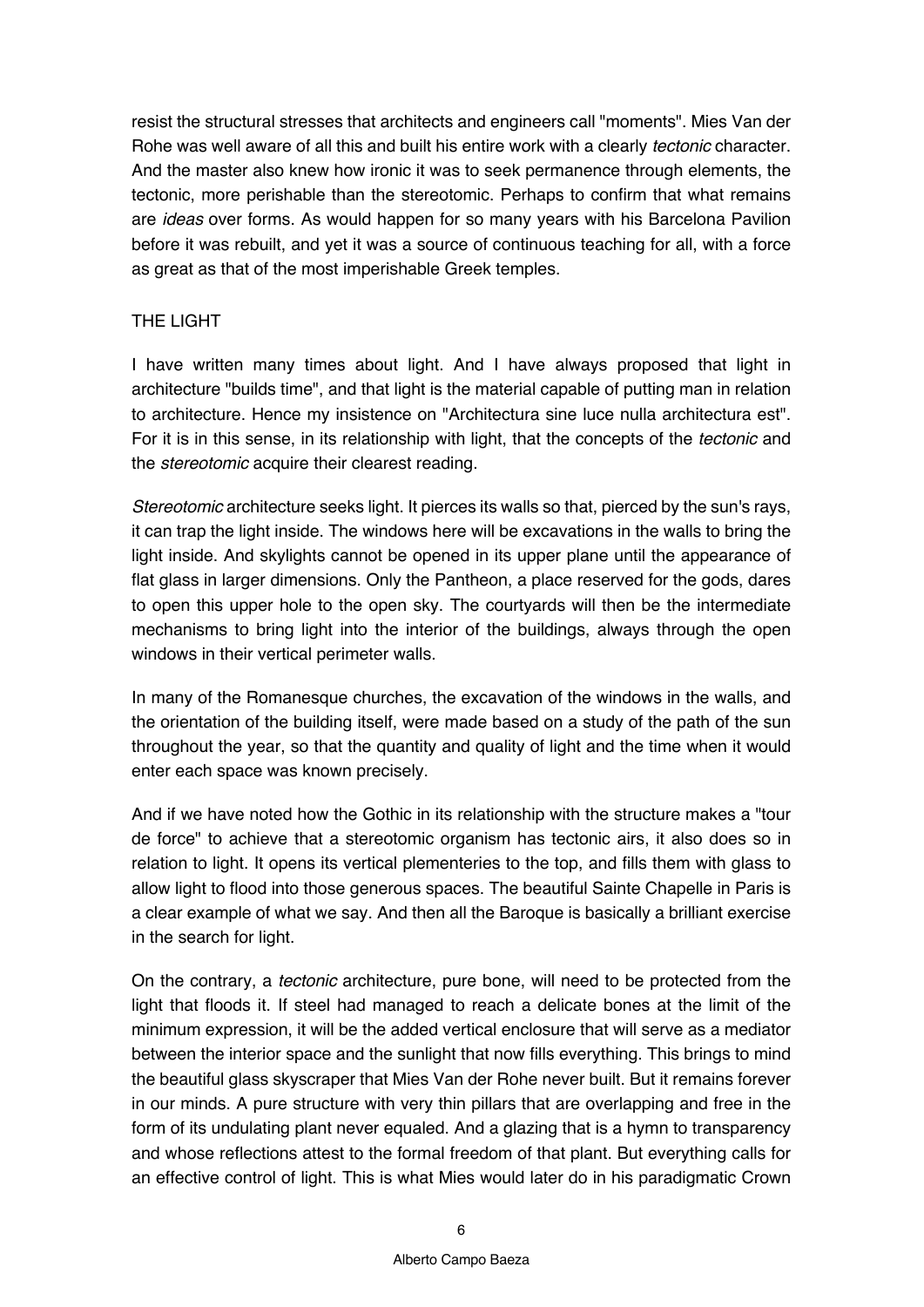resist the structural stresses that architects and engineers call "moments". Mies Van der Rohe was well aware of all this and built his entire work with a clearly *tectonic* character. And the master also knew how ironic it was to seek permanence through elements, the tectonic, more perishable than the stereotomic. Perhaps to confirm that what remains are *ideas* over forms. As would happen for so many years with his Barcelona Pavilion before it was rebuilt, and yet it was a source of continuous teaching for all, with a force as great as that of the most imperishable Greek temples.

## THE LIGHT

I have written many times about light. And I have always proposed that light in architecture "builds time", and that light is the material capable of putting man in relation to architecture. Hence my insistence on "Architectura sine luce nulla architectura est". For it is in this sense, in its relationship with light, that the concepts of the *tectonic* and the *stereotomic* acquire their clearest reading.

*Stereotomic* architecture seeks light. It pierces its walls so that, pierced by the sun's rays, it can trap the light inside. The windows here will be excavations in the walls to bring the light inside. And skylights cannot be opened in its upper plane until the appearance of flat glass in larger dimensions. Only the Pantheon, a place reserved for the gods, dares to open this upper hole to the open sky. The courtyards will then be the intermediate mechanisms to bring light into the interior of the buildings, always through the open windows in their vertical perimeter walls.

In many of the Romanesque churches, the excavation of the windows in the walls, and the orientation of the building itself, were made based on a study of the path of the sun throughout the year, so that the quantity and quality of light and the time when it would enter each space was known precisely.

And if we have noted how the Gothic in its relationship with the structure makes a "tour de force" to achieve that a stereotomic organism has tectonic airs, it also does so in relation to light. It opens its vertical plementeries to the top, and fills them with glass to allow light to flood into those generous spaces. The beautiful Sainte Chapelle in Paris is a clear example of what we say. And then all the Baroque is basically a brilliant exercise in the search for light.

On the contrary, a *tectonic* architecture, pure bone, will need to be protected from the light that floods it. If steel had managed to reach a delicate bones at the limit of the minimum expression, it will be the added vertical enclosure that will serve as a mediator between the interior space and the sunlight that now fills everything. This brings to mind the beautiful glass skyscraper that Mies Van der Rohe never built. But it remains forever in our minds. A pure structure with very thin pillars that are overlapping and free in the form of its undulating plant never equaled. And a glazing that is a hymn to transparency and whose reflections attest to the formal freedom of that plant. But everything calls for an effective control of light. This is what Mies would later do in his paradigmatic Crown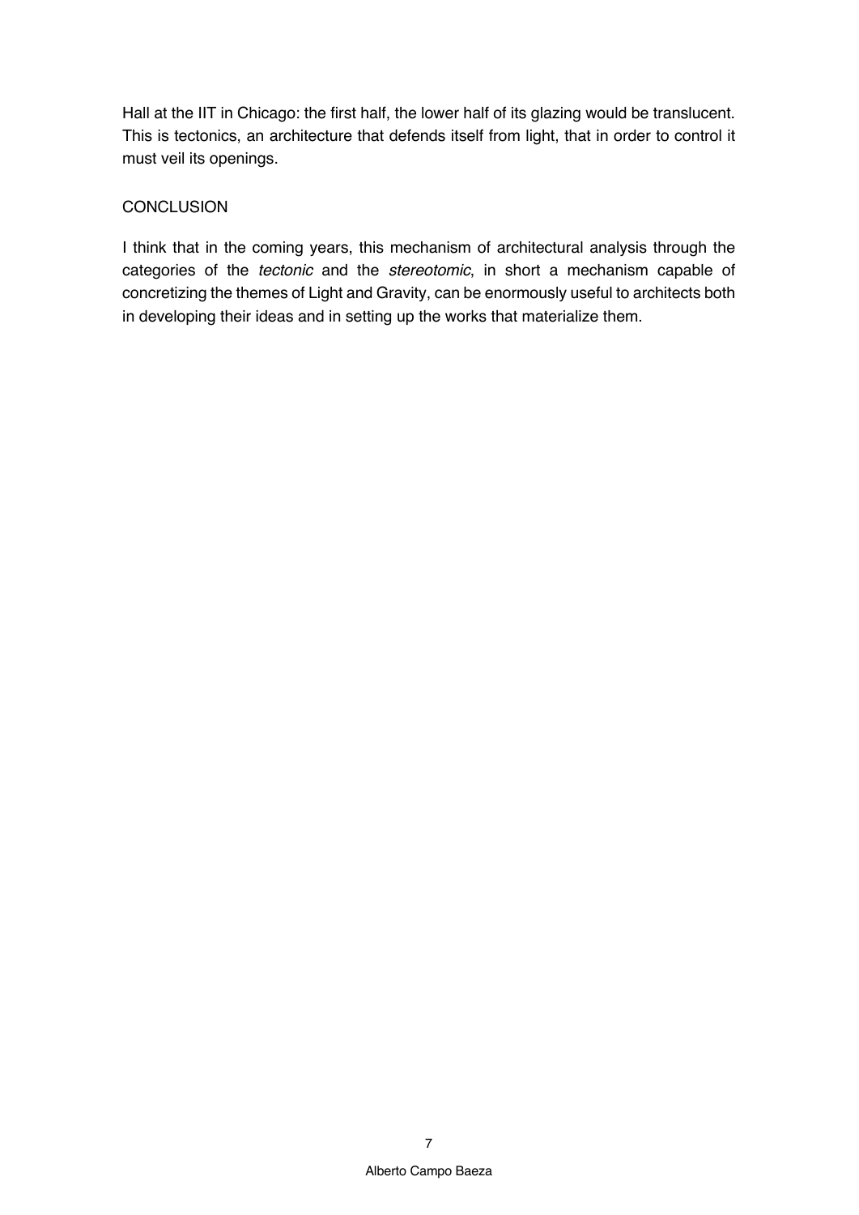Hall at the IIT in Chicago: the first half, the lower half of its glazing would be translucent. This is tectonics, an architecture that defends itself from light, that in order to control it must veil its openings.

## CONCLUSION

I think that in the coming years, this mechanism of architectural analysis through the categories of the *tectonic* and the *stereotomic*, in short a mechanism capable of concretizing the themes of Light and Gravity, can be enormously useful to architects both in developing their ideas and in setting up the works that materialize them.